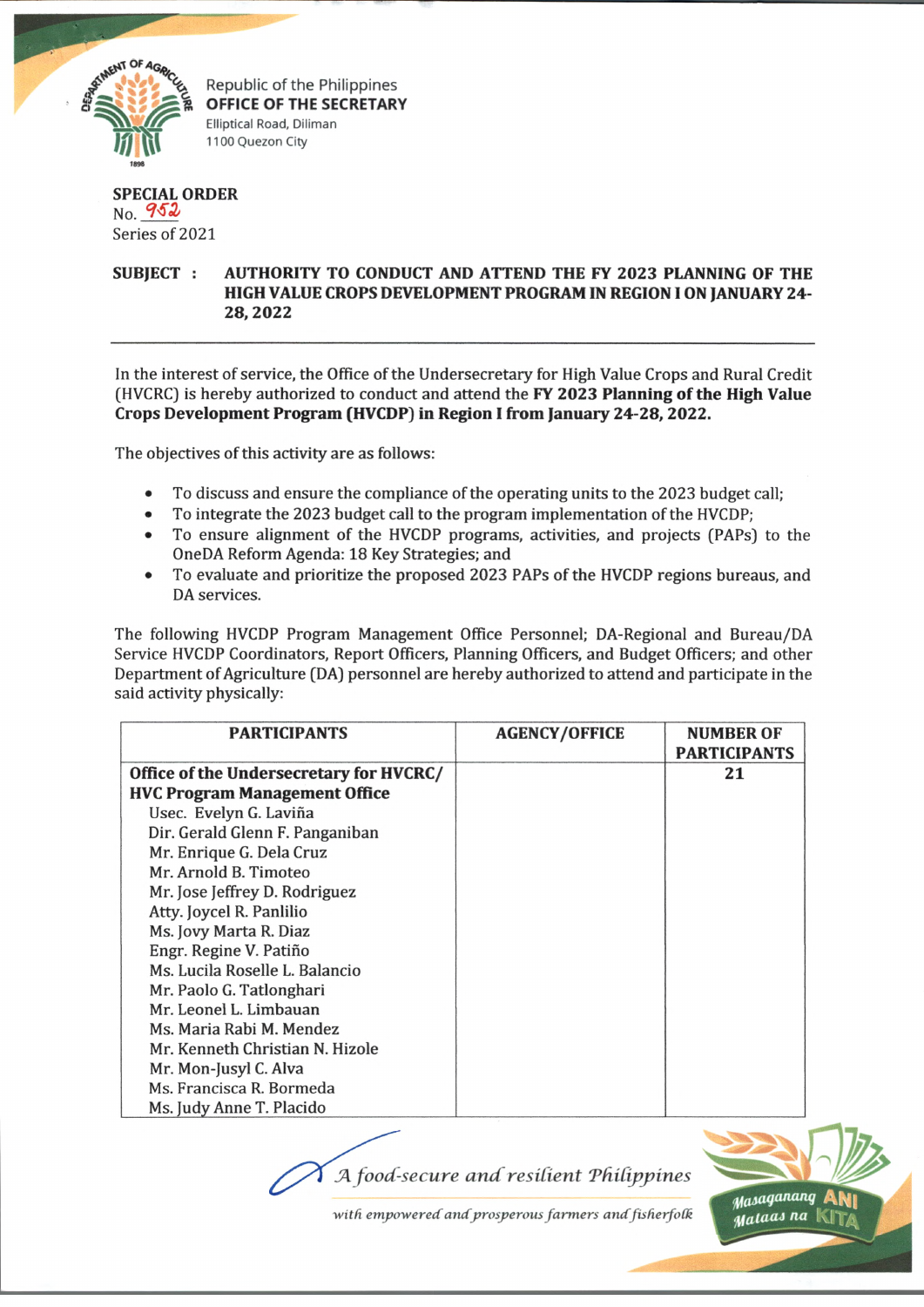Republic of the Philippines
**OFFICE OF THE SECRETARY**
Elliptical Road, Diliman
1100 Quezon City

**SPECIAL ORDER**
No. 952
Series of 2021

**SUBJECT : AUTHORITY TO CONDUCT AND ATTEND THE FY 2023 PLANNING OF THE HIGH VALUE CROPS DEVELOPMENT PROGRAM IN REGION I ON JANUARY 24-28, 2022**

---

In the interest of service, the Office of the Undersecretary for High Value Crops and Rural Credit (HVCRC) is hereby authorized to conduct and attend the **FY 2023 Planning of the High Value Crops Development Program (HVCDP) in Region I from January 24-28, 2022.**

The objectives of this activity are as follows:

- To discuss and ensure the compliance of the operating units to the 2023 budget call;
- To integrate the 2023 budget call to the program implementation of the HVCDP;
- To ensure alignment of the HVCDP programs, activities, and projects (PAPs) to the OneDA Reform Agenda: 18 Key Strategies; and
- To evaluate and prioritize the proposed 2023 PAPs of the HVCDP regions bureaus, and DA services.

The following HVCDP Program Management Office Personnel; DA-Regional and Bureau/DA Service HVCDP Coordinators, Report Officers, Planning Officers, and Budget Officers; and other Department of Agriculture (DA) personnel are hereby authorized to attend and participate in the said activity physically:

| PARTICIPANTS | AGENCY/OFFICE | NUMBER OF PARTICIPANTS |
|---|---|---|
| **Office of the Undersecretary for HVCRC/ HVC Program Management Office** | | 21 |
| Usec. Evelyn G. Laviña | | |
| Dir. Gerald Glenn F. Panganiban | | |
| Mr. Enrique G. Dela Cruz | | |
| Mr. Arnold B. Timoteo | | |
| Mr. Jose Jeffrey D. Rodriguez | | |
| Atty. Joycel R. Panlilio | | |
| Ms. Jovy Marta R. Diaz | | |
| Engr. Regine V. Patiño | | |
| Ms. Lucila Roselle L. Balancio | | |
| Mr. Paolo G. Tatlonghari | | |
| Mr. Leonel L. Limbauan | | |
| Ms. Maria Rabi M. Mendez | | |
| Mr. Kenneth Christian N. Hizole | | |
| Mr. Mon-Jusyl C. Alva | | |
| Ms. Francisca R. Bormeda | | |
| Ms. Judy Anne T. Placido | | |

*A food-secure and resilient Philippines*
*with empowered and prosperous farmers and fisherfolk*

Masaganang ANI Mataas na KITA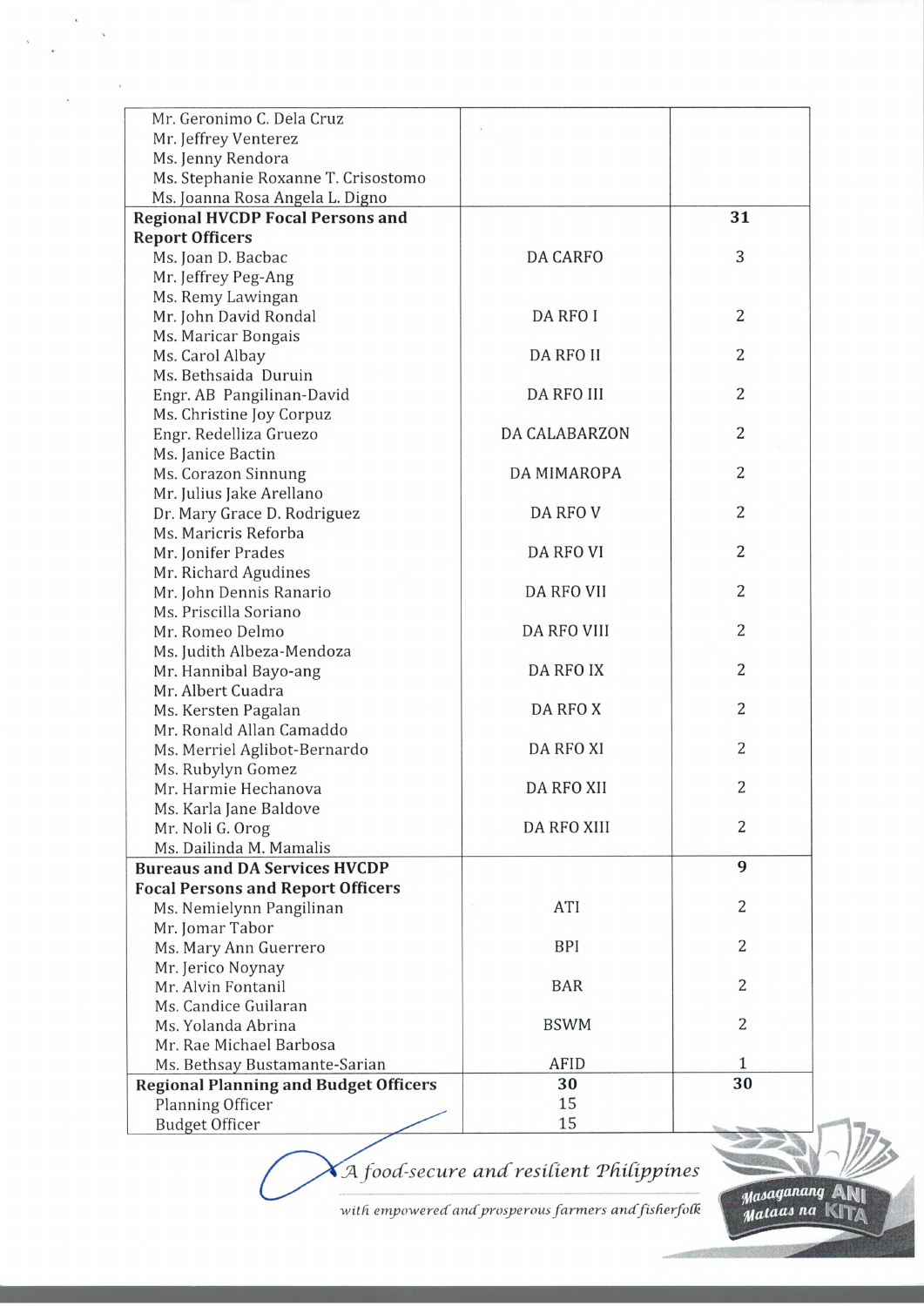| | | |
|---|---|---|
| Mr. Geronimo C. Dela Cruz<br>Mr. Jeffrey Venterez<br>Ms. Jenny Rendora<br>Ms. Stephanie Roxanne T. Crisostomo<br>Ms. Joanna Rosa Angela L. Digno | | |
| **Regional HVCDP Focal Persons and Report Officers** | | **31** |
| Ms. Joan D. Bacbac<br>Mr. Jeffrey Peg-Ang<br>Ms. Remy Lawingan | DA CARFO | 3 |
| Mr. John David Rondal<br>Ms. Maricar Bongais | DA RFO I | 2 |
| Ms. Carol Albay<br>Ms. Bethsaida Duruin | DA RFO II | 2 |
| Engr. AB Pangilinan-David<br>Ms. Christine Joy Corpuz | DA RFO III | 2 |
| Engr. Redelliza Gruezo<br>Ms. Janice Bactin | DA CALABARZON | 2 |
| Ms. Corazon Sinnung<br>Mr. Julius Jake Arellano | DA MIMAROPA | 2 |
| Dr. Mary Grace D. Rodriguez<br>Ms. Maricris Reforba | DA RFO V | 2 |
| Mr. Jonifer Prades<br>Mr. Richard Agudines | DA RFO VI | 2 |
| Mr. John Dennis Ranario<br>Ms. Priscilla Soriano | DA RFO VII | 2 |
| Mr. Romeo Delmo<br>Ms. Judith Albeza-Mendoza | DA RFO VIII | 2 |
| Mr. Hannibal Bayo-ang<br>Mr. Albert Cuadra | DA RFO IX | 2 |
| Ms. Kersten Pagalan<br>Mr. Ronald Allan Camaddo | DA RFO X | 2 |
| Ms. Merriel Aglibot-Bernardo<br>Ms. Rubylyn Gomez | DA RFO XI | 2 |
| Mr. Harmie Hechanova<br>Ms. Karla Jane Baldove | DA RFO XII | 2 |
| Mr. Noli G. Orog<br>Ms. Dailinda M. Mamalis | DA RFO XIII | 2 |
| **Bureaus and DA Services HVCDP Focal Persons and Report Officers** | | **9** |
| Ms. Nemielynn Pangilinan<br>Mr. Jomar Tabor | ATI | 2 |
| Ms. Mary Ann Guerrero<br>Mr. Jerico Noynay | BPI | 2 |
| Mr. Alvin Fontanil<br>Ms. Candice Guilaran | BAR | 2 |
| Ms. Yolanda Abrina<br>Mr. Rae Michael Barbosa | BSWM | 2 |
| Ms. Bethsay Bustamante-Sarian | AFID | 1 |
| **Regional Planning and Budget Officers** | **30** | **30** |
| Planning Officer | 15 | |
| Budget Officer | 15 | |

*A food-secure and resilient Philippines*

*with empowered and prosperous farmers and fisherfolk*

Masaganang ANI Mataas na KITA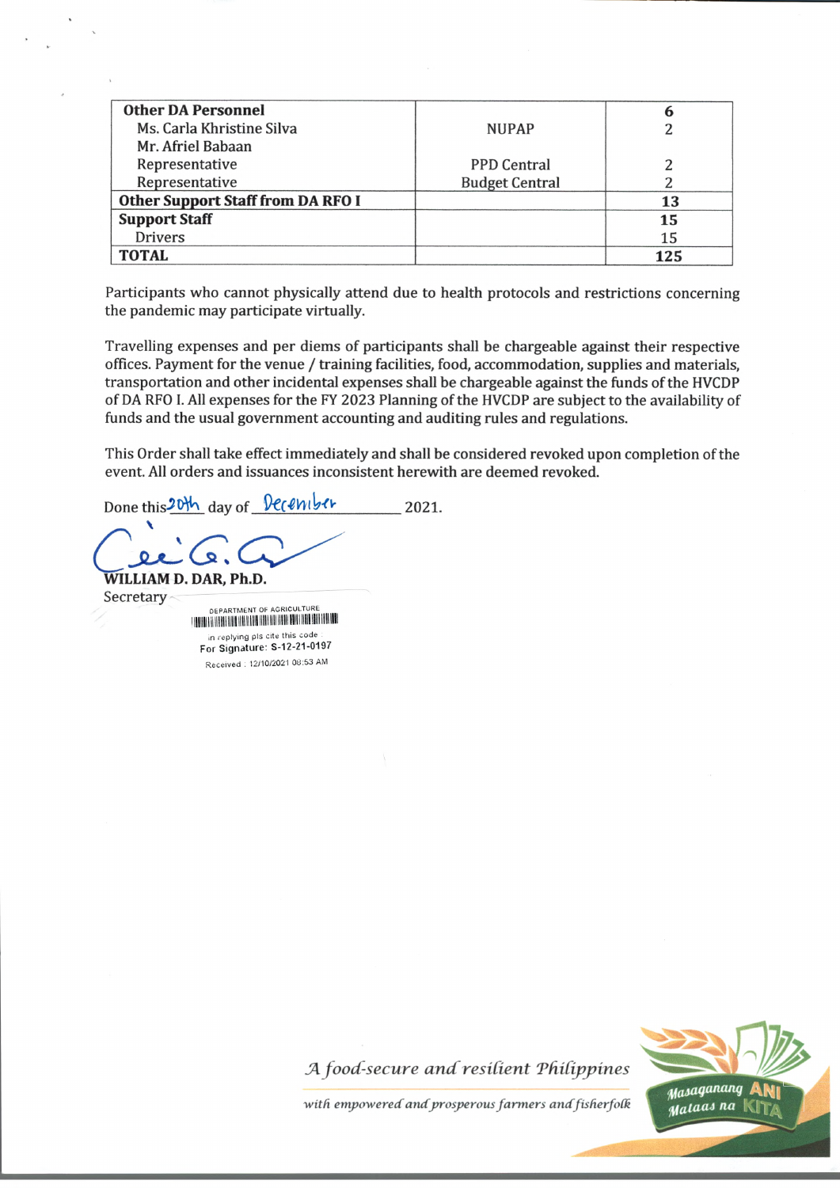| | | |
|---|---|---|
| **Other DA Personnel** | | **6** |
| Ms. Carla Khristine Silva | NUPAP | 2 |
| Mr. Afriel Babaan | | |
| Representative | PPD Central | 2 |
| Representative | Budget Central | 2 |
| **Other Support Staff from DA RFO I** | | **13** |
| **Support Staff** | | **15** |
| Drivers | | 15 |
| **TOTAL** | | **125** |

Participants who cannot physically attend due to health protocols and restrictions concerning the pandemic may participate virtually.

Travelling expenses and per diems of participants shall be chargeable against their respective offices. Payment for the venue / training facilities, food, accommodation, supplies and materials, transportation and other incidental expenses shall be chargeable against the funds of the HVCDP of DA RFO I. All expenses for the FY 2023 Planning of the HVCDP are subject to the availability of funds and the usual government accounting and auditing rules and regulations.

This Order shall take effect immediately and shall be considered revoked upon completion of the event. All orders and issuances inconsistent herewith are deemed revoked.

Done this 20th day of December 2021.

**WILLIAM D. DAR, Ph.D.**
Secretary

DEPARTMENT OF AGRICULTURE
in replying pls cite this code :
For Signature: S-12-21-0197
Received : 12/10/2021 08:53 AM

*A food-secure and resilient Philippines*
*with empowered and prosperous farmers and fisherfolk*

Masaganang ANI Mataas na KITA